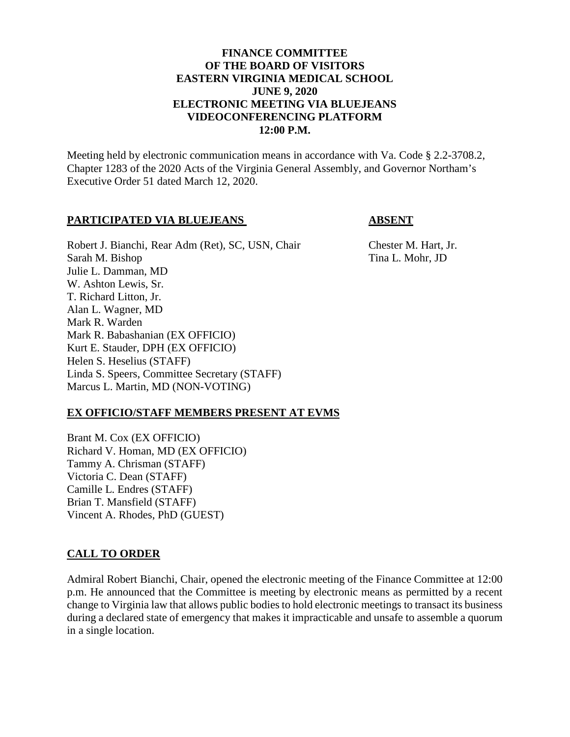**FINANCE COMMITTEE**
**OF THE BOARD OF VISITORS**
**EASTERN VIRGINIA MEDICAL SCHOOL**
**JUNE 9, 2020**
**ELECTRONIC MEETING VIA BLUEJEANS**
**VIDEOCONFERENCING PLATFORM**
**12:00 P.M.**

Meeting held by electronic communication means in accordance with Va. Code § 2.2-3708.2, Chapter 1283 of the 2020 Acts of the Virginia General Assembly, and Governor Northam's Executive Order 51 dated March 12, 2020.

## PARTICIPATED VIA BLUEJEANS

Robert J. Bianchi, Rear Adm (Ret), SC, USN, Chair
Sarah M. Bishop
Julie L. Damman, MD
W. Ashton Lewis, Sr.
T. Richard Litton, Jr.
Alan L. Wagner, MD
Mark R. Warden
Mark R. Babashanian (EX OFFICIO)
Kurt E. Stauder, DPH (EX OFFICIO)
Helen S. Heselius (STAFF)
Linda S. Speers, Committee Secretary (STAFF)
Marcus L. Martin, MD (NON-VOTING)

## ABSENT

Chester M. Hart, Jr.
Tina L. Mohr, JD

## EX OFFICIO/STAFF MEMBERS PRESENT AT EVMS

Brant M. Cox (EX OFFICIO)
Richard V. Homan, MD (EX OFFICIO)
Tammy A. Chrisman (STAFF)
Victoria C. Dean (STAFF)
Camille L. Endres (STAFF)
Brian T. Mansfield (STAFF)
Vincent A. Rhodes, PhD (GUEST)

## CALL TO ORDER

Admiral Robert Bianchi, Chair, opened the electronic meeting of the Finance Committee at 12:00 p.m. He announced that the Committee is meeting by electronic means as permitted by a recent change to Virginia law that allows public bodies to hold electronic meetings to transact its business during a declared state of emergency that makes it impracticable and unsafe to assemble a quorum in a single location.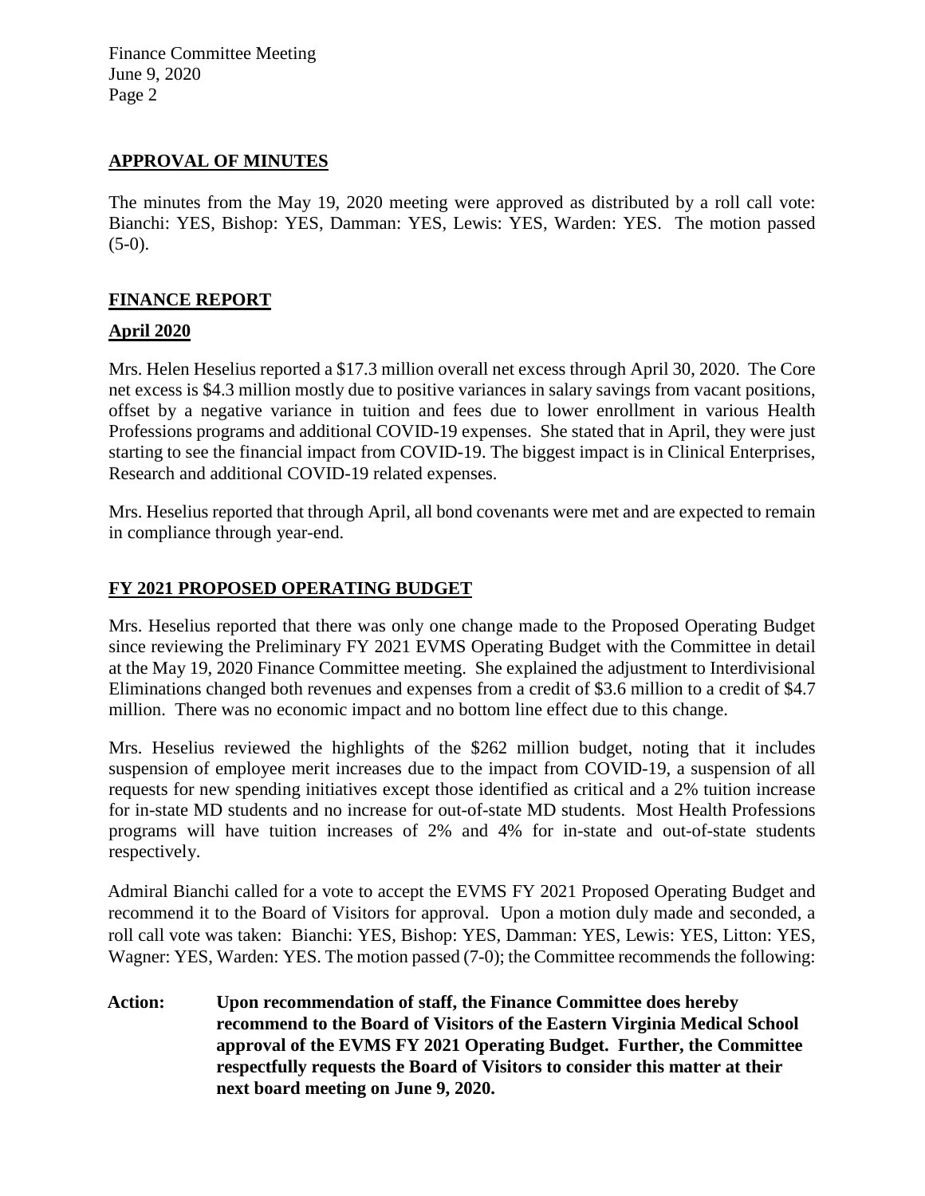## APPROVAL OF MINUTES

The minutes from the May 19, 2020 meeting were approved as distributed by a roll call vote: Bianchi: YES, Bishop: YES, Damman: YES, Lewis: YES, Warden: YES. The motion passed (5-0).

## FINANCE REPORT

### April 2020

Mrs. Helen Heselius reported a $17.3 million overall net excess through April 30, 2020. The Core net excess is $4.3 million mostly due to positive variances in salary savings from vacant positions, offset by a negative variance in tuition and fees due to lower enrollment in various Health Professions programs and additional COVID-19 expenses. She stated that in April, they were just starting to see the financial impact from COVID-19. The biggest impact is in Clinical Enterprises, Research and additional COVID-19 related expenses.

Mrs. Heselius reported that through April, all bond covenants were met and are expected to remain in compliance through year-end.

## FY 2021 PROPOSED OPERATING BUDGET

Mrs. Heselius reported that there was only one change made to the Proposed Operating Budget since reviewing the Preliminary FY 2021 EVMS Operating Budget with the Committee in detail at the May 19, 2020 Finance Committee meeting. She explained the adjustment to Interdivisional Eliminations changed both revenues and expenses from a credit of $3.6 million to a credit of $4.7 million. There was no economic impact and no bottom line effect due to this change.

Mrs. Heselius reviewed the highlights of the $262 million budget, noting that it includes suspension of employee merit increases due to the impact from COVID-19, a suspension of all requests for new spending initiatives except those identified as critical and a 2% tuition increase for in-state MD students and no increase for out-of-state MD students. Most Health Professions programs will have tuition increases of 2% and 4% for in-state and out-of-state students respectively.

Admiral Bianchi called for a vote to accept the EVMS FY 2021 Proposed Operating Budget and recommend it to the Board of Visitors for approval. Upon a motion duly made and seconded, a roll call vote was taken: Bianchi: YES, Bishop: YES, Damman: YES, Lewis: YES, Litton: YES, Wagner: YES, Warden: YES. The motion passed (7-0); the Committee recommends the following:

**Action:** **Upon recommendation of staff, the Finance Committee does hereby recommend to the Board of Visitors of the Eastern Virginia Medical School approval of the EVMS FY 2021 Operating Budget. Further, the Committee respectfully requests the Board of Visitors to consider this matter at their next board meeting on June 9, 2020.**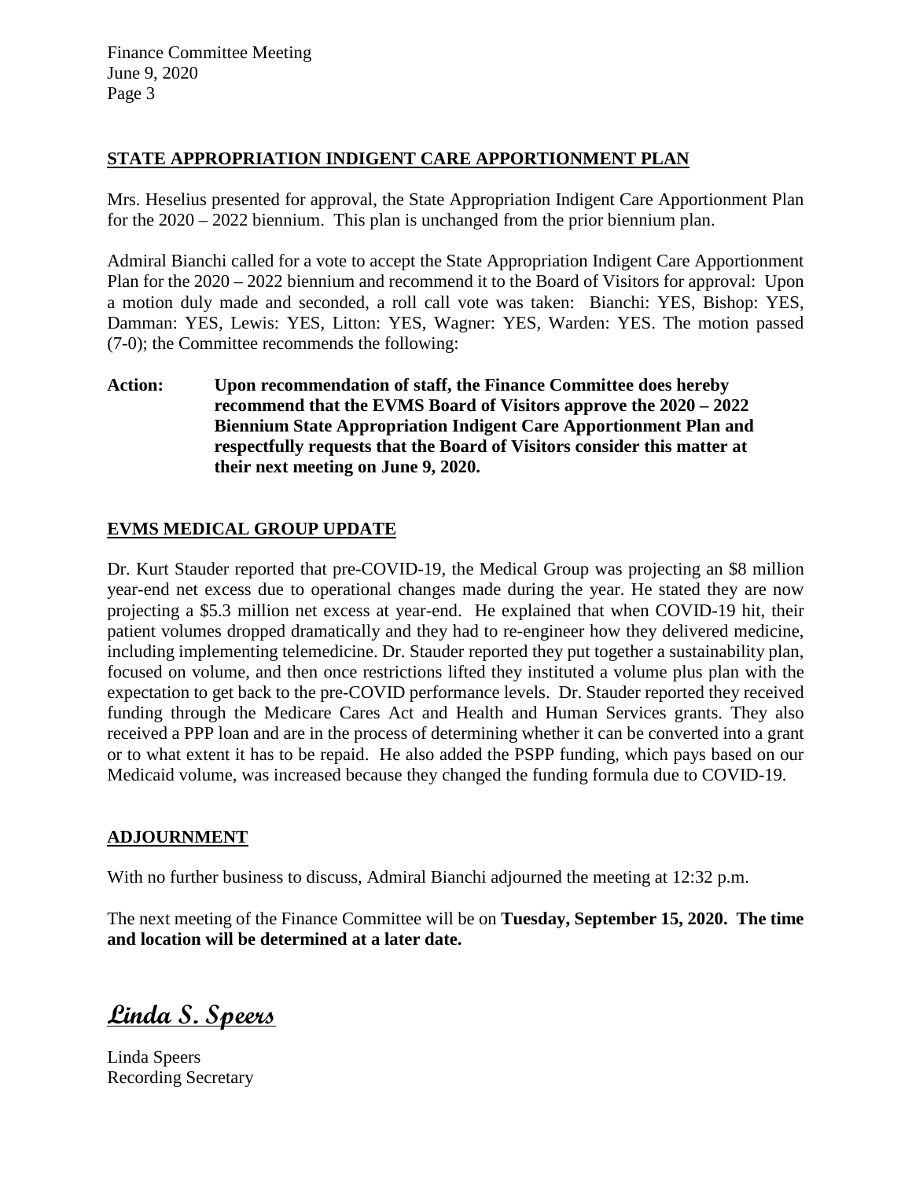## STATE APPROPRIATION INDIGENT CARE APPORTIONMENT PLAN

Mrs. Heselius presented for approval, the State Appropriation Indigent Care Apportionment Plan for the 2020 – 2022 biennium. This plan is unchanged from the prior biennium plan.

Admiral Bianchi called for a vote to accept the State Appropriation Indigent Care Apportionment Plan for the 2020 – 2022 biennium and recommend it to the Board of Visitors for approval: Upon a motion duly made and seconded, a roll call vote was taken: Bianchi: YES, Bishop: YES, Damman: YES, Lewis: YES, Litton: YES, Wagner: YES, Warden: YES. The motion passed (7-0); the Committee recommends the following:

**Action: Upon recommendation of staff, the Finance Committee does hereby recommend that the EVMS Board of Visitors approve the 2020 – 2022 Biennium State Appropriation Indigent Care Apportionment Plan and respectfully requests that the Board of Visitors consider this matter at their next meeting on June 9, 2020.**

## EVMS MEDICAL GROUP UPDATE

Dr. Kurt Stauder reported that pre-COVID-19, the Medical Group was projecting an $8 million year-end net excess due to operational changes made during the year. He stated they are now projecting a $5.3 million net excess at year-end. He explained that when COVID-19 hit, their patient volumes dropped dramatically and they had to re-engineer how they delivered medicine, including implementing telemedicine. Dr. Stauder reported they put together a sustainability plan, focused on volume, and then once restrictions lifted they instituted a volume plus plan with the expectation to get back to the pre-COVID performance levels. Dr. Stauder reported they received funding through the Medicare Cares Act and Health and Human Services grants. They also received a PPP loan and are in the process of determining whether it can be converted into a grant or to what extent it has to be repaid. He also added the PSPP funding, which pays based on our Medicaid volume, was increased because they changed the funding formula due to COVID-19.

## ADJOURNMENT

With no further business to discuss, Admiral Bianchi adjourned the meeting at 12:32 p.m.

The next meeting of the Finance Committee will be on **Tuesday, September 15, 2020. The time and location will be determined at a later date.**

***Linda S. Speers***

Linda Speers
Recording Secretary